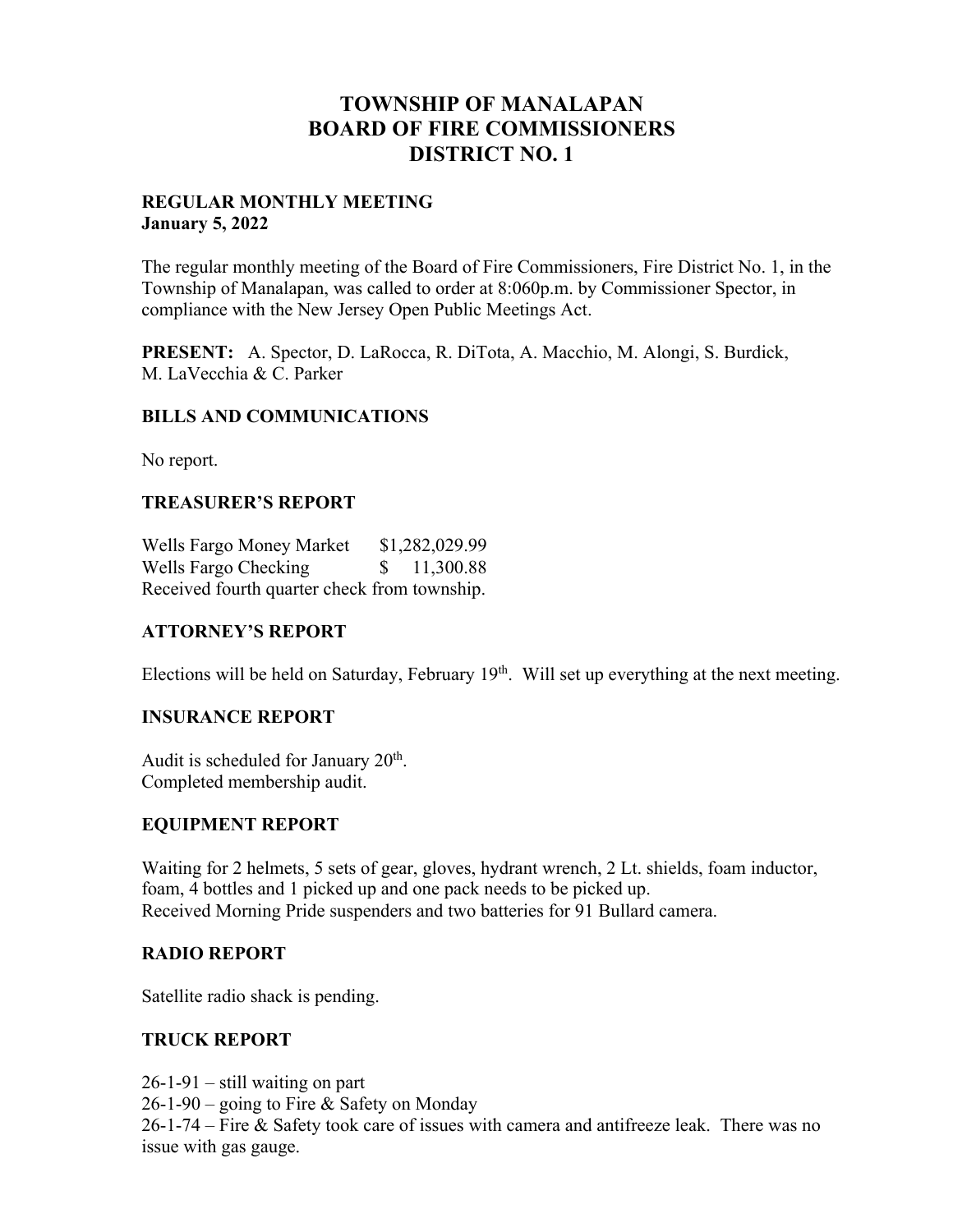# TOWNSHIP OF MANALAPAN
# BOARD OF FIRE COMMISSIONERS
# DISTRICT NO. 1

**REGULAR MONTHLY MEETING**
**January 5, 2022**

The regular monthly meeting of the Board of Fire Commissioners, Fire District No. 1, in the Township of Manalapan, was called to order at 8:060p.m. by Commissioner Spector, in compliance with the New Jersey Open Public Meetings Act.

**PRESENT:** A. Spector, D. LaRocca, R. DiTota, A. Macchio, M. Alongi, S. Burdick, M. LaVecchia & C. Parker

## BILLS AND COMMUNICATIONS

No report.

## TREASURER'S REPORT

Wells Fargo Money Market $1,282,029.99
Wells Fargo Checking $ 11,300.88
Received fourth quarter check from township.

## ATTORNEY'S REPORT

Elections will be held on Saturday, February 19th. Will set up everything at the next meeting.

## INSURANCE REPORT

Audit is scheduled for January 20th.
Completed membership audit.

## EQUIPMENT REPORT

Waiting for 2 helmets, 5 sets of gear, gloves, hydrant wrench, 2 Lt. shields, foam inductor, foam, 4 bottles and 1 picked up and one pack needs to be picked up.
Received Morning Pride suspenders and two batteries for 91 Bullard camera.

## RADIO REPORT

Satellite radio shack is pending.

## TRUCK REPORT

26-1-91 – still waiting on part
26-1-90 – going to Fire & Safety on Monday
26-1-74 – Fire & Safety took care of issues with camera and antifreeze leak. There was no issue with gas gauge.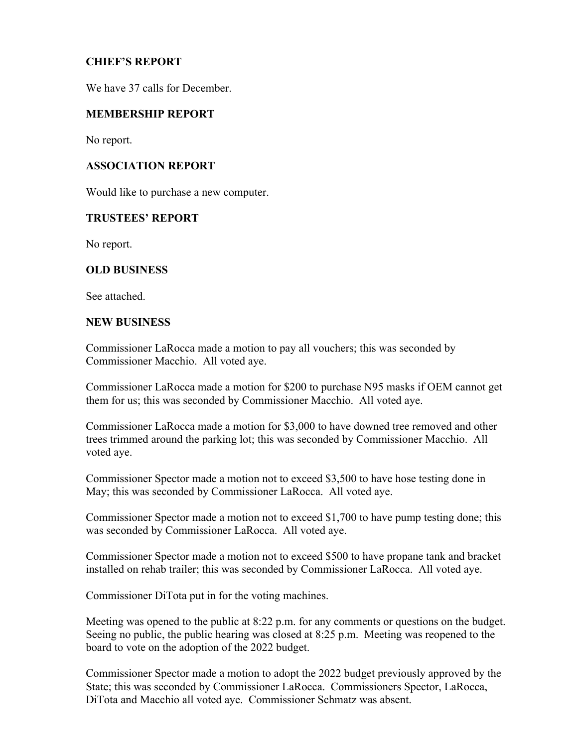## CHIEF'S REPORT

We have 37 calls for December.

## MEMBERSHIP REPORT

No report.

## ASSOCIATION REPORT

Would like to purchase a new computer.

## TRUSTEES' REPORT

No report.

## OLD BUSINESS

See attached.

## NEW BUSINESS

Commissioner LaRocca made a motion to pay all vouchers; this was seconded by Commissioner Macchio. All voted aye.

Commissioner LaRocca made a motion for $200 to purchase N95 masks if OEM cannot get them for us; this was seconded by Commissioner Macchio. All voted aye.

Commissioner LaRocca made a motion for $3,000 to have downed tree removed and other trees trimmed around the parking lot; this was seconded by Commissioner Macchio. All voted aye.

Commissioner Spector made a motion not to exceed $3,500 to have hose testing done in May; this was seconded by Commissioner LaRocca. All voted aye.

Commissioner Spector made a motion not to exceed $1,700 to have pump testing done; this was seconded by Commissioner LaRocca. All voted aye.

Commissioner Spector made a motion not to exceed $500 to have propane tank and bracket installed on rehab trailer; this was seconded by Commissioner LaRocca. All voted aye.

Commissioner DiTota put in for the voting machines.

Meeting was opened to the public at 8:22 p.m. for any comments or questions on the budget. Seeing no public, the public hearing was closed at 8:25 p.m. Meeting was reopened to the board to vote on the adoption of the 2022 budget.

Commissioner Spector made a motion to adopt the 2022 budget previously approved by the State; this was seconded by Commissioner LaRocca. Commissioners Spector, LaRocca, DiTota and Macchio all voted aye. Commissioner Schmatz was absent.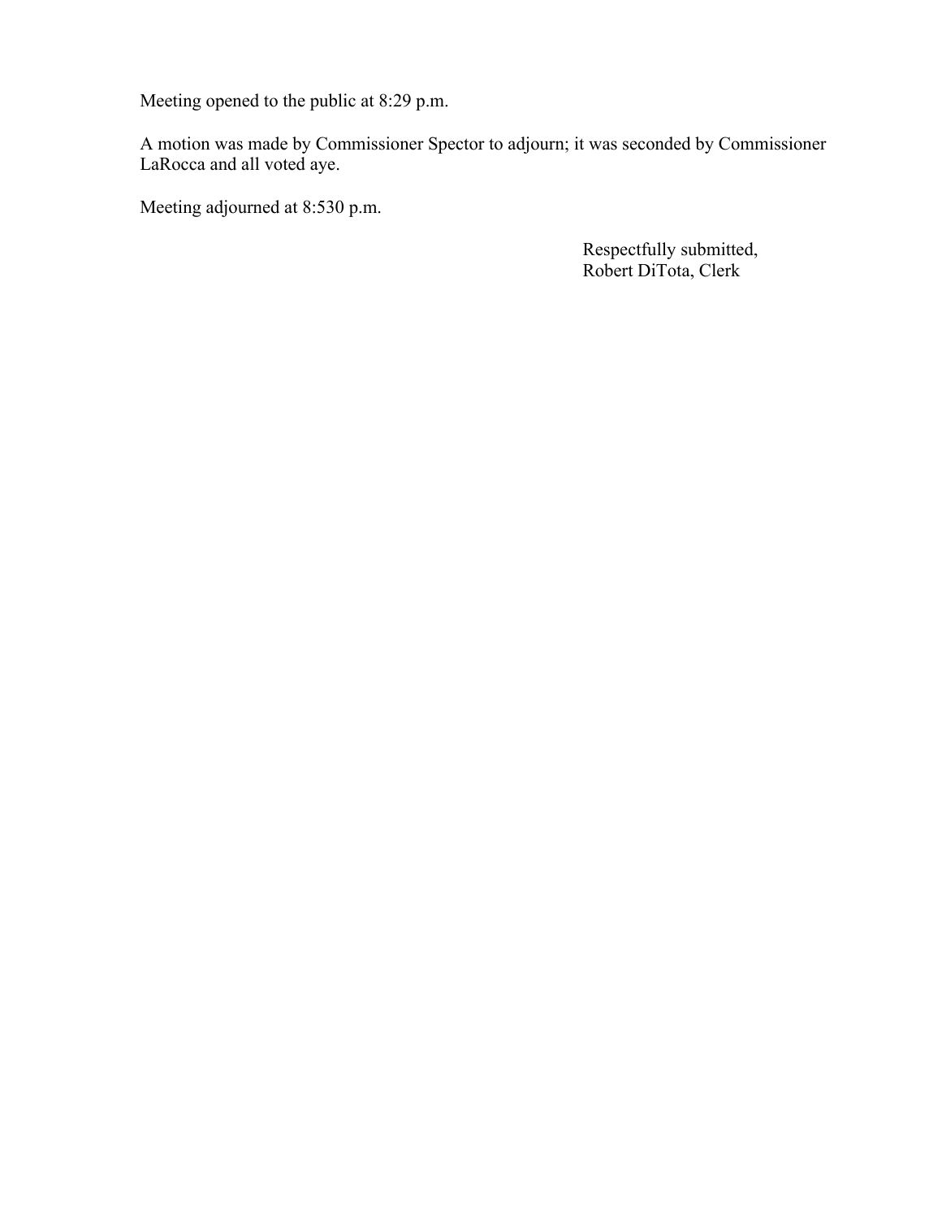Meeting opened to the public at 8:29 p.m.

A motion was made by Commissioner Spector to adjourn; it was seconded by Commissioner LaRocca and all voted aye.

Meeting adjourned at 8:530 p.m.

Respectfully submitted,
Robert DiTota, Clerk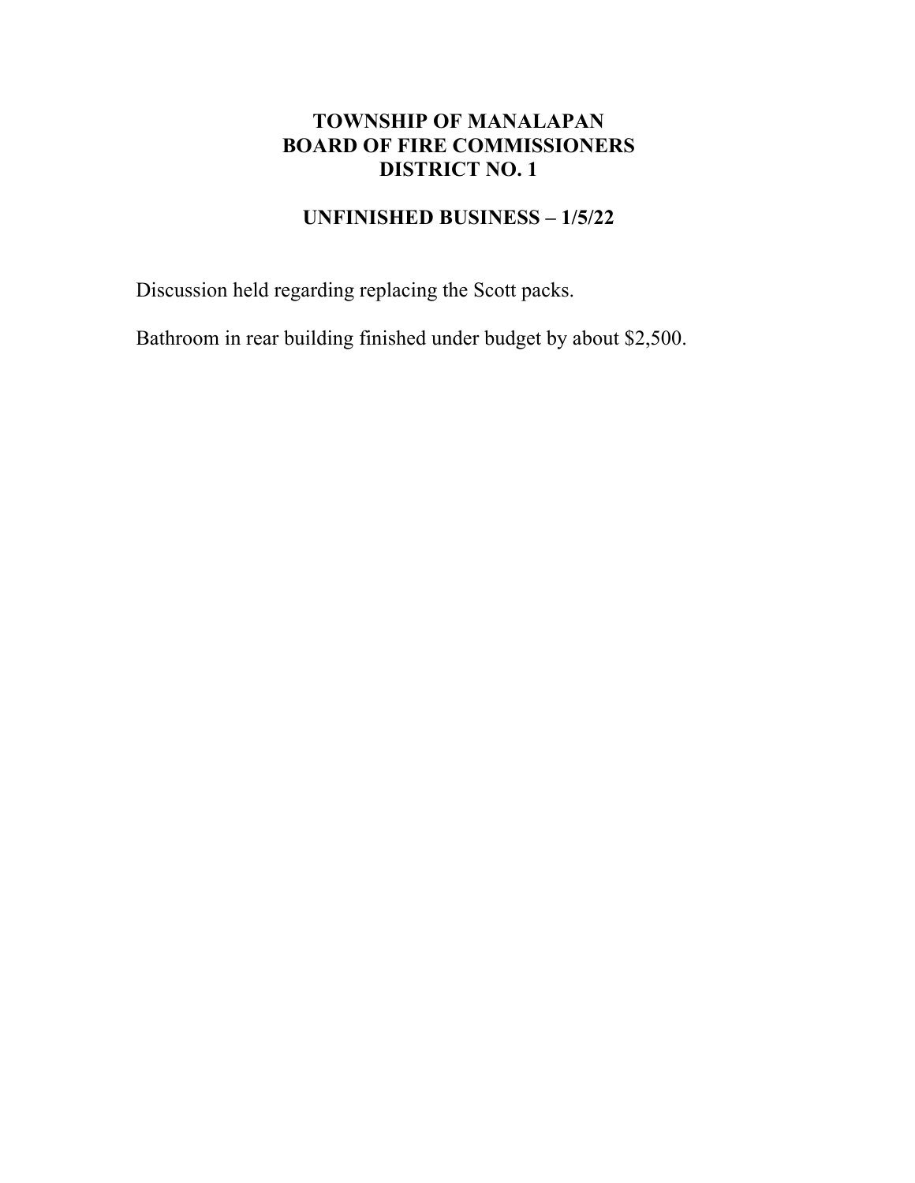# TOWNSHIP OF MANALAPAN
# BOARD OF FIRE COMMISSIONERS
# DISTRICT NO. 1

## UNFINISHED BUSINESS – 1/5/22

Discussion held regarding replacing the Scott packs.

Bathroom in rear building finished under budget by about $2,500.